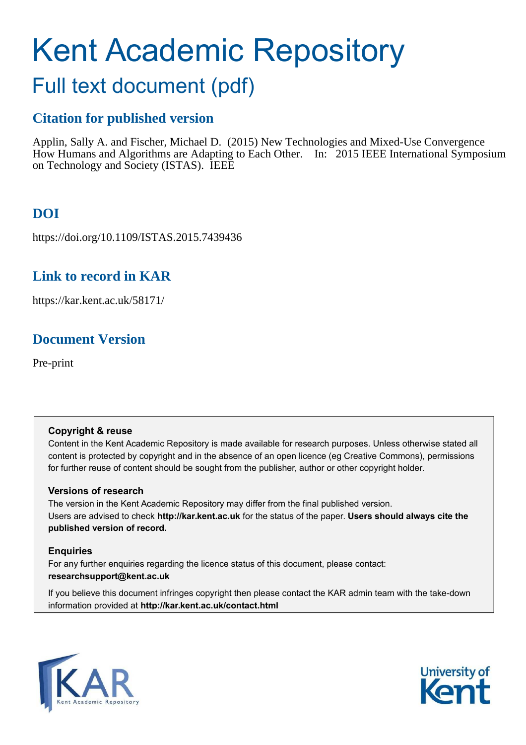# Kent Academic Repository

## Full text document (pdf)

### Citation for published version

Applin, Sally A. and Fischer, Michael D. (2015) New Technologies and Mixed-Use Convergence How Humans and Algorithms are Adapting to Each Other. In: 2015 IEEE International Symposium on Technology and Society (ISTAS). IEEE

### DOI

https://doi.org/10.1109/ISTAS.2015.7439436

### Link to record in KAR

https://kar.kent.ac.uk/58171/

### Document Version

Pre-print

**Copyright & reuse**
Content in the Kent Academic Repository is made available for research purposes. Unless otherwise stated all content is protected by copyright and in the absence of an open licence (eg Creative Commons), permissions for further reuse of content should be sought from the publisher, author or other copyright holder.

**Versions of research**
The version in the Kent Academic Repository may differ from the final published version.
Users are advised to check **http://kar.kent.ac.uk** for the status of the paper. **Users should always cite the published version of record.**

**Enquiries**
For any further enquiries regarding the licence status of this document, please contact:
**researchsupport@kent.ac.uk**

If you believe this document infringes copyright then please contact the KAR admin team with the take-down information provided at **http://kar.kent.ac.uk/contact.html**

KAR Kent Academic Repository

University of Kent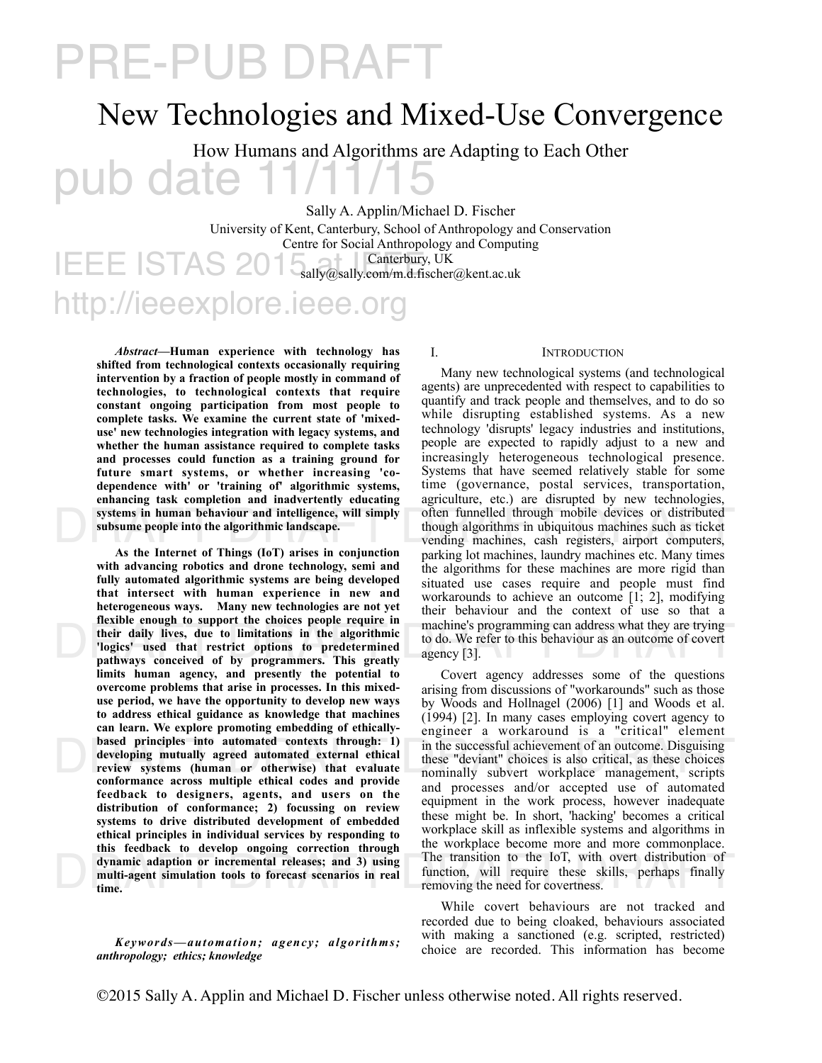# New Technologies and Mixed-Use Convergence

## How Humans and Algorithms are Adapting to Each Other

Sally A. Applin/Michael D. Fischer
University of Kent, Canterbury, School of Anthropology and Conservation
Centre for Social Anthropology and Computing
Canterbury, UK
sally@sally.com/m.d.fischer@kent.ac.uk

***Abstract*—Human experience with technology has shifted from technological contexts occasionally requiring intervention by a fraction of people mostly in command of technologies, to technological contexts that require constant ongoing participation from most people to complete tasks. We examine the current state of 'mixed-use' new technologies integration with legacy systems, and whether the human assistance required to complete tasks and processes could function as a training ground for future smart systems, or whether increasing 'co-dependence with' or 'training of' algorithmic systems, enhancing task completion and inadvertently educating systems in human behaviour and intelligence, will simply subsume people into the algorithmic landscape.**

**As the Internet of Things (IoT) arises in conjunction with advancing robotics and drone technology, semi and fully automated algorithmic systems are being developed that intersect with human experience in new and heterogeneous ways. Many new technologies are not yet flexible enough to support the choices people require in their daily lives, due to limitations in the algorithmic 'logics' used that restrict options to predetermined pathways conceived of by programmers. This greatly limits human agency, and presently the potential to overcome problems that arise in processes. In this mixed-use period, we have the opportunity to develop new ways to address ethical guidance as knowledge that machines can learn. We explore promoting embedding of ethically-based principles into automated contexts through: 1) developing mutually agreed automated external ethical review systems (human or otherwise) that evaluate conformance across multiple ethical codes and provide feedback to designers, agents, and users on the distribution of conformance; 2) focussing on review systems to drive distributed development of embedded ethical principles in individual services by responding to this feedback to develop ongoing correction through dynamic adaption or incremental releases; and 3) using multi-agent simulation tools to forecast scenarios in real time.**

***Keywords—automation; agency; algorithms; anthropology; ethics; knowledge***

## I. Introduction

Many new technological systems (and technological agents) are unprecedented with respect to capabilities to quantify and track people and themselves, and to do so while disrupting established systems. As a new technology 'disrupts' legacy industries and institutions, people are expected to rapidly adjust to a new and increasingly heterogeneous technological presence. Systems that have seemed relatively stable for some time (governance, postal services, transportation, agriculture, etc.) are disrupted by new technologies, often funnelled through mobile devices or distributed though algorithms in ubiquitous machines such as ticket vending machines, cash registers, airport computers, parking lot machines, laundry machines etc. Many times the algorithms for these machines are more rigid than situated use cases require and people must find workarounds to achieve an outcome [1; 2], modifying their behaviour and the context of use so that a machine's programming can address what they are trying to do. We refer to this behaviour as an outcome of covert agency [3].

Covert agency addresses some of the questions arising from discussions of "workarounds" such as those by Woods and Hollnagel (2006) [1] and Woods et al. (1994) [2]. In many cases employing covert agency to engineer a workaround is a "critical" element in the successful achievement of an outcome. Disguising these "deviant" choices is also critical, as these choices nominally subvert workplace management, scripts and processes and/or accepted use of automated equipment in the work process, however inadequate these might be. In short, 'hacking' becomes a critical workplace skill as inflexible systems and algorithms in the workplace become more and more commonplace. The transition to the IoT, with overt distribution of function, will require these skills, perhaps finally removing the need for covertness.

While covert behaviours are not tracked and recorded due to being cloaked, behaviours associated with making a sanctioned (e.g. scripted, restricted) choice are recorded. This information has become

©2015 Sally A. Applin and Michael D. Fischer unless otherwise noted. All rights reserved.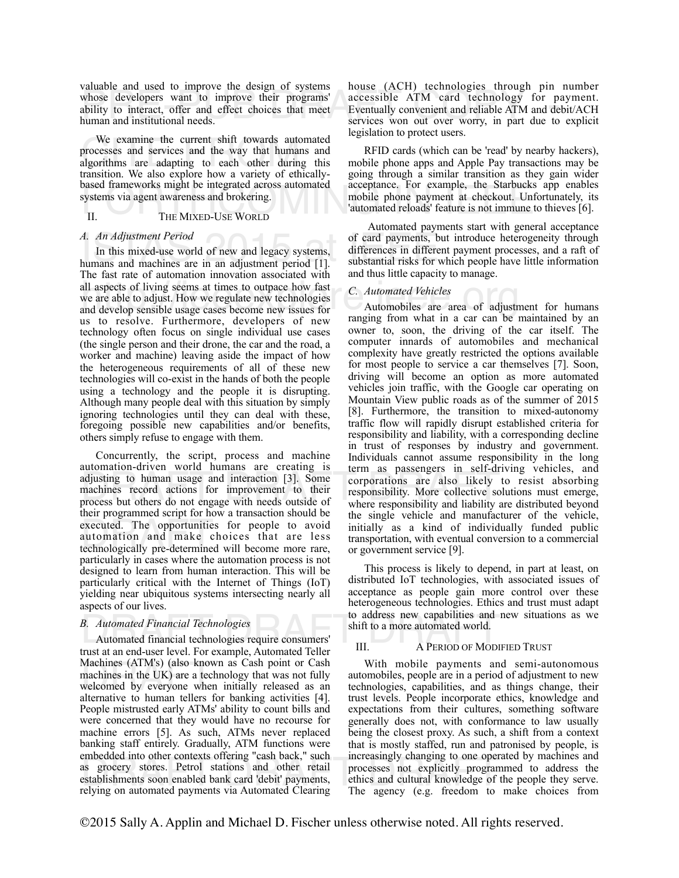valuable and used to improve the design of systems whose developers want to improve their programs' ability to interact, offer and effect choices that meet human and institutional needs.

We examine the current shift towards automated processes and services and the way that humans and algorithms are adapting to each other during this transition. We also explore how a variety of ethically-based frameworks might be integrated across automated systems via agent awareness and brokering.

## II. The Mixed-Use World

### *A. An Adjustment Period*

In this mixed-use world of new and legacy systems, humans and machines are in an adjustment period [1]. The fast rate of automation innovation associated with all aspects of living seems at times to outpace how fast we are able to adjust. How we regulate new technologies and develop sensible usage cases become new issues for us to resolve. Furthermore, developers of new technology often focus on single individual use cases (the single person and their drone, the car and the road, a worker and machine) leaving aside the impact of how the heterogeneous requirements of all of these new technologies will co-exist in the hands of both the people using a technology and the people it is disrupting. Although many people deal with this situation by simply ignoring technologies until they can deal with these, foregoing possible new capabilities and/or benefits, others simply refuse to engage with them.

Concurrently, the script, process and machine automation-driven world humans are creating is adjusting to human usage and interaction [3]. Some machines record actions for improvement to their process but others do not engage with needs outside of their programmed script for how a transaction should be executed. The opportunities for people to avoid automation and make choices that are less technologically pre-determined will become more rare, particularly in cases where the automation process is not designed to learn from human interaction. This will be particularly critical with the Internet of Things (IoT) yielding near ubiquitous systems intersecting nearly all aspects of our lives.

### *B. Automated Financial Technologies*

Automated financial technologies require consumers' trust at an end-user level. For example, Automated Teller Machines (ATM's) (also known as Cash point or Cash machines in the UK) are a technology that was not fully welcomed by everyone when initially released as an alternative to human tellers for banking activities [4]. People mistrusted early ATMs' ability to count bills and were concerned that they would have no recourse for machine errors [5]. As such, ATMs never replaced banking staff entirely. Gradually, ATM functions were embedded into other contexts offering "cash back," such as grocery stores. Petrol stations and other retail establishments soon enabled bank card 'debit' payments, relying on automated payments via Automated Clearing house (ACH) technologies through pin number accessible ATM card technology for payment. Eventually convenient and reliable ATM and debit/ACH services won out over worry, in part due to explicit legislation to protect users.

RFID cards (which can be 'read' by nearby hackers), mobile phone apps and Apple Pay transactions may be going through a similar transition as they gain wider acceptance. For example, the Starbucks app enables mobile phone payment at checkout. Unfortunately, its 'automated reloads' feature is not immune to thieves [6].

Automated payments start with general acceptance of card payments, but introduce heterogeneity through differences in different payment processes, and a raft of substantial risks for which people have little information and thus little capacity to manage.

### *C. Automated Vehicles*

Automobiles are area of adjustment for humans ranging from what in a car can be maintained by an owner to, soon, the driving of the car itself. The computer innards of automobiles and mechanical complexity have greatly restricted the options available for most people to service a car themselves [7]. Soon, driving will become an option as more automated vehicles join traffic, with the Google car operating on Mountain View public roads as of the summer of 2015 [8]. Furthermore, the transition to mixed-autonomy traffic flow will rapidly disrupt established criteria for responsibility and liability, with a corresponding decline in trust of responses by industry and government. Individuals cannot assume responsibility in the long term as passengers in self-driving vehicles, and corporations are also likely to resist absorbing responsibility. More collective solutions must emerge, where responsibility and liability are distributed beyond the single vehicle and manufacturer of the vehicle, initially as a kind of individually funded public transportation, with eventual conversion to a commercial or government service [9].

This process is likely to depend, in part at least, on distributed IoT technologies, with associated issues of acceptance as people gain more control over these heterogeneous technologies. Ethics and trust must adapt to address new capabilities and new situations as we shift to a more automated world.

## III. A Period of Modified Trust

With mobile payments and semi-autonomous automobiles, people are in a period of adjustment to new technologies, capabilities, and as things change, their trust levels. People incorporate ethics, knowledge and expectations from their cultures, something software generally does not, with conformance to law usually being the closest proxy. As such, a shift from a context that is mostly staffed, run and patronised by people, is increasingly changing to one operated by machines and processes not explicitly programmed to address the ethics and cultural knowledge of the people they serve. The agency (e.g. freedom to make choices from

©2015 Sally A. Applin and Michael D. Fischer unless otherwise noted. All rights reserved.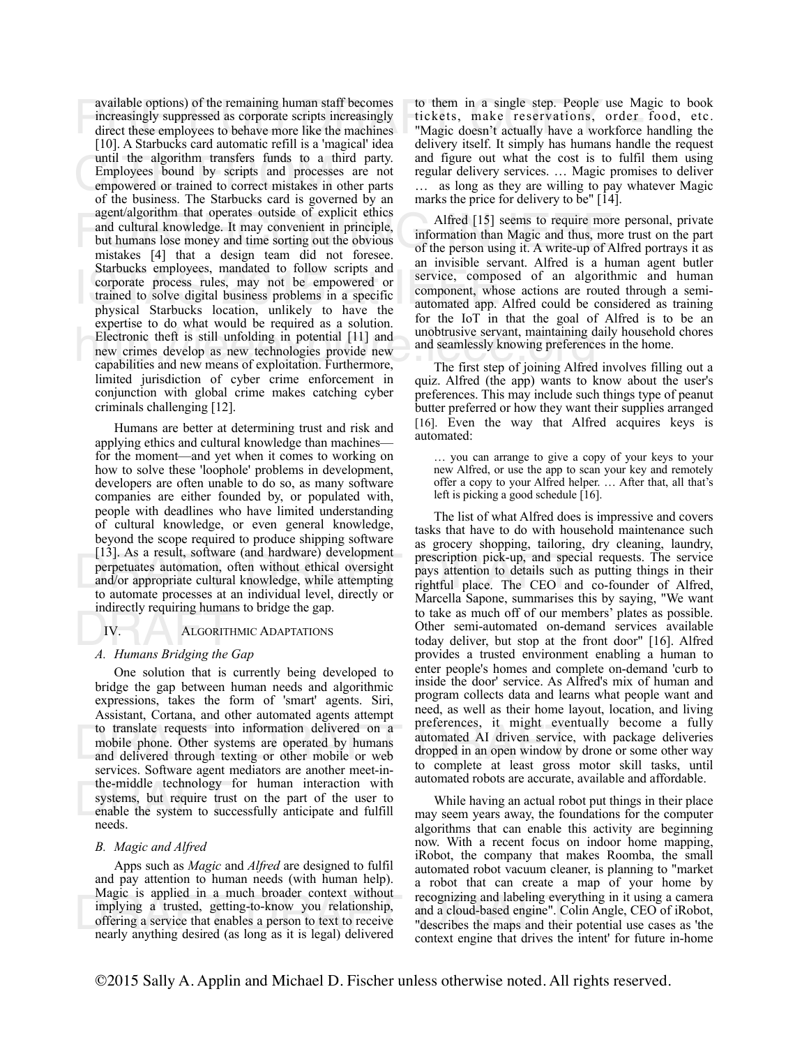available options) of the remaining human staff becomes increasingly suppressed as corporate scripts increasingly direct these employees to behave more like the machines [10]. A Starbucks card automatic refill is a 'magical' idea until the algorithm transfers funds to a third party. Employees bound by scripts and processes are not empowered or trained to correct mistakes in other parts of the business. The Starbucks card is governed by an agent/algorithm that operates outside of explicit ethics and cultural knowledge. It may convenient in principle, but humans lose money and time sorting out the obvious mistakes [4] that a design team did not foresee. Starbucks employees, mandated to follow scripts and corporate process rules, may not be empowered or trained to solve digital business problems in a specific physical Starbucks location, unlikely to have the expertise to do what would be required as a solution. Electronic theft is still unfolding in potential [11] and new crimes develop as new technologies provide new capabilities and new means of exploitation. Furthermore, limited jurisdiction of cyber crime enforcement in conjunction with global crime makes catching cyber criminals challenging [12].

Humans are better at determining trust and risk and applying ethics and cultural knowledge than machines—for the moment—and yet when it comes to working on how to solve these 'loophole' problems in development, developers are often unable to do so, as many software companies are either founded by, or populated with, people with deadlines who have limited understanding of cultural knowledge, or even general knowledge, beyond the scope required to produce shipping software [13]. As a result, software (and hardware) development perpetuates automation, often without ethical oversight and/or appropriate cultural knowledge, while attempting to automate processes at an individual level, directly or indirectly requiring humans to bridge the gap.

## IV. Algorithmic Adaptations

### A. Humans Bridging the Gap

One solution that is currently being developed to bridge the gap between human needs and algorithmic expressions, takes the form of 'smart' agents. Siri, Assistant, Cortana, and other automated agents attempt to translate requests into information delivered on a mobile phone. Other systems are operated by humans and delivered through texting or other mobile or web services. Software agent mediators are another meet-in-the-middle technology for human interaction with systems, but require trust on the part of the user to enable the system to successfully anticipate and fulfill needs.

### B. Magic and Alfred

Apps such as *Magic* and *Alfred* are designed to fulfil and pay attention to human needs (with human help). Magic is applied in a much broader context without implying a trusted, getting-to-know you relationship, offering a service that enables a person to text to receive nearly anything desired (as long as it is legal) delivered to them in a single step. People use Magic to book tickets, make reservations, order food, etc. "Magic doesn't actually have a workforce handling the delivery itself. It simply has humans handle the request and figure out what the cost is to fulfil them using regular delivery services. … Magic promises to deliver … as long as they are willing to pay whatever Magic marks the price for delivery to be" [14].

Alfred [15] seems to require more personal, private information than Magic and thus, more trust on the part of the person using it. A write-up of Alfred portrays it as an invisible servant. Alfred is a human agent butler service, composed of an algorithmic and human component, whose actions are routed through a semi-automated app. Alfred could be considered as training for the IoT in that the goal of Alfred is to be an unobtrusive servant, maintaining daily household chores and seamlessly knowing preferences in the home.

The first step of joining Alfred involves filling out a quiz. Alfred (the app) wants to know about the user's preferences. This may include such things type of peanut butter preferred or how they want their supplies arranged [16]. Even the way that Alfred acquires keys is automated:

> … you can arrange to give a copy of your keys to your new Alfred, or use the app to scan your key and remotely offer a copy to your Alfred helper. … After that, all that's left is picking a good schedule [16].

The list of what Alfred does is impressive and covers tasks that have to do with household maintenance such as grocery shopping, tailoring, dry cleaning, laundry, prescription pick-up, and special requests. The service pays attention to details such as putting things in their rightful place. The CEO and co-founder of Alfred, Marcella Sapone, summarises this by saying, "We want to take as much off of our members' plates as possible. Other semi-automated on-demand services available today deliver, but stop at the front door" [16]. Alfred provides a trusted environment enabling a human to enter people's homes and complete on-demand 'curb to inside the door' service. As Alfred's mix of human and program collects data and learns what people want and need, as well as their home layout, location, and living preferences, it might eventually become a fully automated AI driven service, with package deliveries dropped in an open window by drone or some other way to complete at least gross motor skill tasks, until automated robots are accurate, available and affordable.

While having an actual robot put things in their place may seem years away, the foundations for the computer algorithms that can enable this activity are beginning now. With a recent focus on indoor home mapping, iRobot, the company that makes Roomba, the small automated robot vacuum cleaner, is planning to "market a robot that can create a map of your home by recognizing and labeling everything in it using a camera and a cloud-based engine". Colin Angle, CEO of iRobot, "describes the maps and their potential use cases as 'the context engine that drives the intent' for future in-home

©2015 Sally A. Applin and Michael D. Fischer unless otherwise noted. All rights reserved.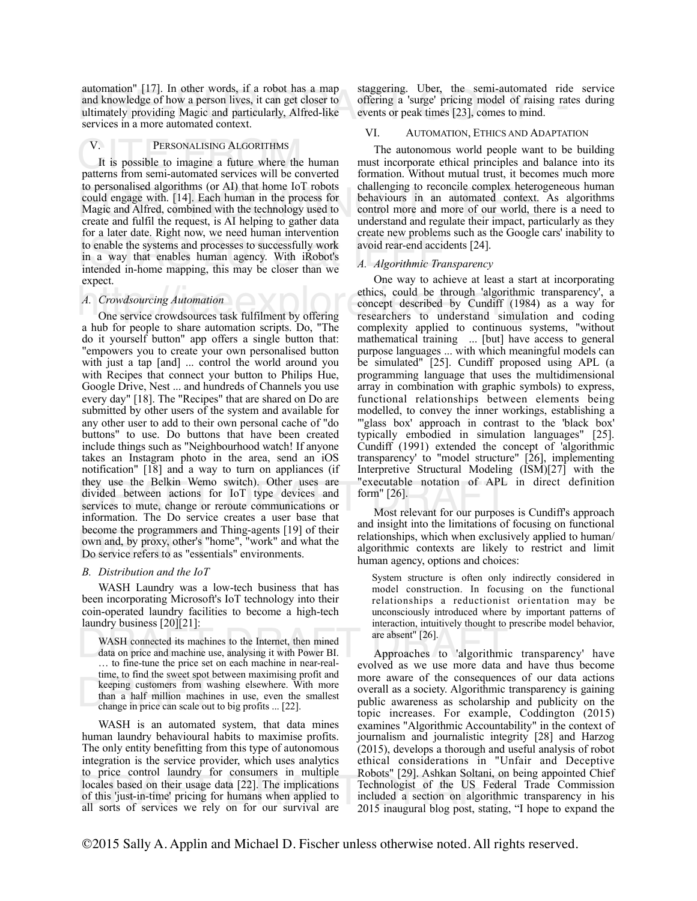automation" [17]. In other words, if a robot has a map and knowledge of how a person lives, it can get closer to ultimately providing Magic and particularly, Alfred-like services in a more automated context.

## V. Personalising Algorithms

It is possible to imagine a future where the human patterns from semi-automated services will be converted to personalised algorithms (or AI) that home IoT robots could engage with. [14]. Each human in the process for Magic and Alfred, combined with the technology used to create and fulfil the request, is AI helping to gather data for a later date. Right now, we need human intervention to enable the systems and processes to successfully work in a way that enables human agency. With iRobot's intended in-home mapping, this may be closer than we expect.

### A. Crowdsourcing Automation

One service crowdsources task fulfilment by offering a hub for people to share automation scripts. Do, "The do it yourself button" app offers a single button that: "empowers you to create your own personalised button with just a tap [and] ... control the world around you with Recipes that connect your button to Philips Hue, Google Drive, Nest ... and hundreds of Channels you use every day" [18]. The "Recipes" that are shared on Do are submitted by other users of the system and available for any other user to add to their own personal cache of "do buttons" to use. Do buttons that have been created include things such as "Neighbourhood watch! If anyone takes an Instagram photo in the area, send an iOS notification" [18] and a way to turn on appliances (if they use the Belkin Wemo switch). Other uses are divided between actions for IoT type devices and services to mute, change or reroute communications or information. The Do service creates a user base that become the programmers and Thing-agents [19] of their own and, by proxy, other's "home", "work" and what the Do service refers to as "essentials" environments.

### B. Distribution and the IoT

WASH Laundry was a low-tech business that has been incorporating Microsoft's IoT technology into their coin-operated laundry facilities to become a high-tech laundry business [20][21]:

> WASH connected its machines to the Internet, then mined data on price and machine use, analysing it with Power BI. … to fine-tune the price set on each machine in near-real-time, to find the sweet spot between maximising profit and keeping customers from washing elsewhere. With more than a half million machines in use, even the smallest change in price can scale out to big profits ... [22].

WASH is an automated system, that data mines human laundry behavioural habits to maximise profits. The only entity benefitting from this type of autonomous integration is the service provider, which uses analytics to price control laundry for consumers in multiple locales based on their usage data [22]. The implications of this 'just-in-time' pricing for humans when applied to all sorts of services we rely on for our survival are staggering. Uber, the semi-automated ride service offering a 'surge' pricing model of raising rates during events or peak times [23], comes to mind.

## VI. Automation, Ethics and Adaptation

The autonomous world people want to be building must incorporate ethical principles and balance into its formation. Without mutual trust, it becomes much more challenging to reconcile complex heterogeneous human behaviours in an automated context. As algorithms control more and more of our world, there is a need to understand and regulate their impact, particularly as they create new problems such as the Google cars' inability to avoid rear-end accidents [24].

### A. Algorithmic Transparency

One way to achieve at least a start at incorporating ethics, could be through 'algorithmic transparency', a concept described by Cundiff (1984) as a way for researchers to understand simulation and coding complexity applied to continuous systems, "without mathematical training ... [but] have access to general purpose languages ... with which meaningful models can be simulated" [25]. Cundiff proposed using APL (a programming language that uses the multidimensional array in combination with graphic symbols) to express, functional relationships between elements being modelled, to convey the inner workings, establishing a "'glass box' approach in contrast to the 'black box' typically embodied in simulation languages" [25]. Cundiff (1991) extended the concept of 'algorithmic transparency' to "model structure" [26], implementing Interpretive Structural Modeling (ISM)[27] with the "executable notation of APL in direct definition form" [26].

Most relevant for our purposes is Cundiff's approach and insight into the limitations of focusing on functional relationships, which when exclusively applied to human/algorithmic contexts are likely to restrict and limit human agency, options and choices:

> System structure is often only indirectly considered in model construction. In focusing on the functional relationships a reductionist orientation may be unconsciously introduced where by important patterns of interaction, intuitively thought to prescribe model behavior, are absent" [26].

Approaches to 'algorithmic transparency' have evolved as we use more data and have thus become more aware of the consequences of our data actions overall as a society. Algorithmic transparency is gaining public awareness as scholarship and publicity on the topic increases. For example, Coddington (2015) examines "Algorithmic Accountability" in the context of journalism and journalistic integrity [28] and Harzog (2015), develops a thorough and useful analysis of robot ethical considerations in "Unfair and Deceptive Robots" [29]. Ashkan Soltani, on being appointed Chief Technologist of the US Federal Trade Commission included a section on algorithmic transparency in his 2015 inaugural blog post, stating, "I hope to expand the

©2015 Sally A. Applin and Michael D. Fischer unless otherwise noted. All rights reserved.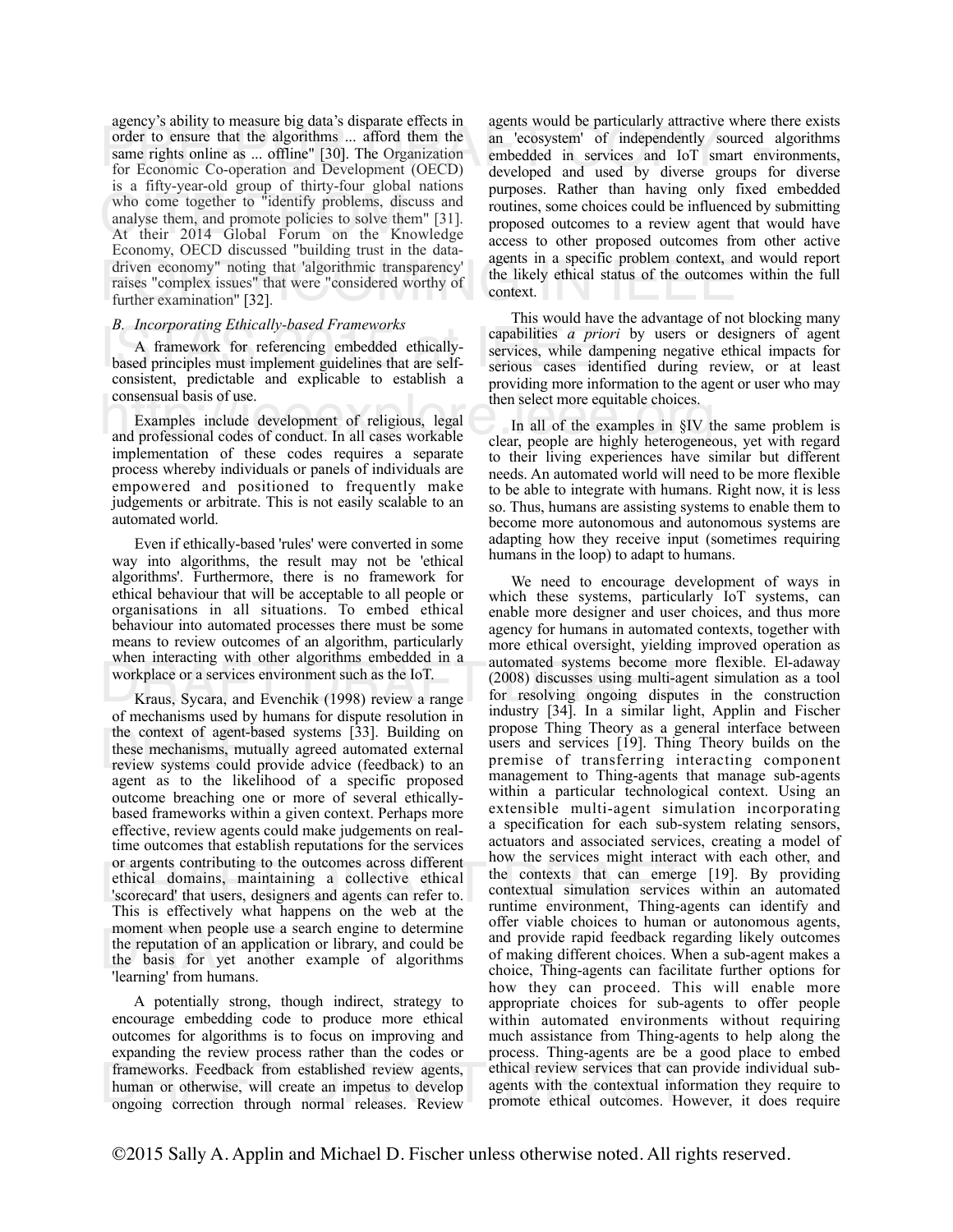agency's ability to measure big data's disparate effects in order to ensure that the algorithms ... afford them the same rights online as ... offline" [30]. The Organization for Economic Co-operation and Development (OECD) is a fifty-year-old group of thirty-four global nations who come together to "identify problems, discuss and analyse them, and promote policies to solve them" [31]. At their 2014 Global Forum on the Knowledge Economy, OECD discussed "building trust in the data-driven economy" noting that 'algorithmic transparency' raises "complex issues" that were "considered worthy of further examination" [32].

### *B. Incorporating Ethically-based Frameworks*

A framework for referencing embedded ethically-based principles must implement guidelines that are self-consistent, predictable and explicable to establish a consensual basis of use.

Examples include development of religious, legal and professional codes of conduct. In all cases workable implementation of these codes requires a separate process whereby individuals or panels of individuals are empowered and positioned to frequently make judgements or arbitrate. This is not easily scalable to an automated world.

Even if ethically-based 'rules' were converted in some way into algorithms, the result may not be 'ethical algorithms'. Furthermore, there is no framework for ethical behaviour that will be acceptable to all people or organisations in all situations. To embed ethical behaviour into automated processes there must be some means to review outcomes of an algorithm, particularly when interacting with other algorithms embedded in a workplace or a services environment such as the IoT.

Kraus, Sycara, and Evenchik (1998) review a range of mechanisms used by humans for dispute resolution in the context of agent-based systems [33]. Building on these mechanisms, mutually agreed automated external review systems could provide advice (feedback) to an agent as to the likelihood of a specific proposed outcome breaching one or more of several ethically-based frameworks within a given context. Perhaps more effective, review agents could make judgements on real-time outcomes that establish reputations for the services or argents contributing to the outcomes across different ethical domains, maintaining a collective ethical 'scorecard' that users, designers and agents can refer to. This is effectively what happens on the web at the moment when people use a search engine to determine the reputation of an application or library, and could be the basis for yet another example of algorithms 'learning' from humans.

A potentially strong, though indirect, strategy to encourage embedding code to produce more ethical outcomes for algorithms is to focus on improving and expanding the review process rather than the codes or frameworks. Feedback from established review agents, human or otherwise, will create an impetus to develop ongoing correction through normal releases. Review agents would be particularly attractive where there exists an 'ecosystem' of independently sourced algorithms embedded in services and IoT smart environments, developed and used by diverse groups for diverse purposes. Rather than having only fixed embedded routines, some choices could be influenced by submitting proposed outcomes to a review agent that would have access to other proposed outcomes from other active agents in a specific problem context, and would report the likely ethical status of the outcomes within the full context.

This would have the advantage of not blocking many capabilities *a priori* by users or designers of agent services, while dampening negative ethical impacts for serious cases identified during review, or at least providing more information to the agent or user who may then select more equitable choices.

In all of the examples in §IV the same problem is clear, people are highly heterogeneous, yet with regard to their living experiences have similar but different needs. An automated world will need to be more flexible to be able to integrate with humans. Right now, it is less so. Thus, humans are assisting systems to enable them to become more autonomous and autonomous systems are adapting how they receive input (sometimes requiring humans in the loop) to adapt to humans.

We need to encourage development of ways in which these systems, particularly IoT systems, can enable more designer and user choices, and thus more agency for humans in automated contexts, together with more ethical oversight, yielding improved operation as automated systems become more flexible. El-adaway (2008) discusses using multi-agent simulation as a tool for resolving ongoing disputes in the construction industry [34]. In a similar light, Applin and Fischer propose Thing Theory as a general interface between users and services [19]. Thing Theory builds on the premise of transferring interacting component management to Thing-agents that manage sub-agents within a particular technological context. Using an extensible multi-agent simulation incorporating a specification for each sub-system relating sensors, actuators and associated services, creating a model of how the services might interact with each other, and the contexts that can emerge [19]. By providing contextual simulation services within an automated runtime environment, Thing-agents can identify and offer viable choices to human or autonomous agents, and provide rapid feedback regarding likely outcomes of making different choices. When a sub-agent makes a choice, Thing-agents can facilitate further options for how they can proceed. This will enable more appropriate choices for sub-agents to offer people within automated environments without requiring much assistance from Thing-agents to help along the process. Thing-agents are be a good place to embed ethical review services that can provide individual sub-agents with the contextual information they require to promote ethical outcomes. However, it does require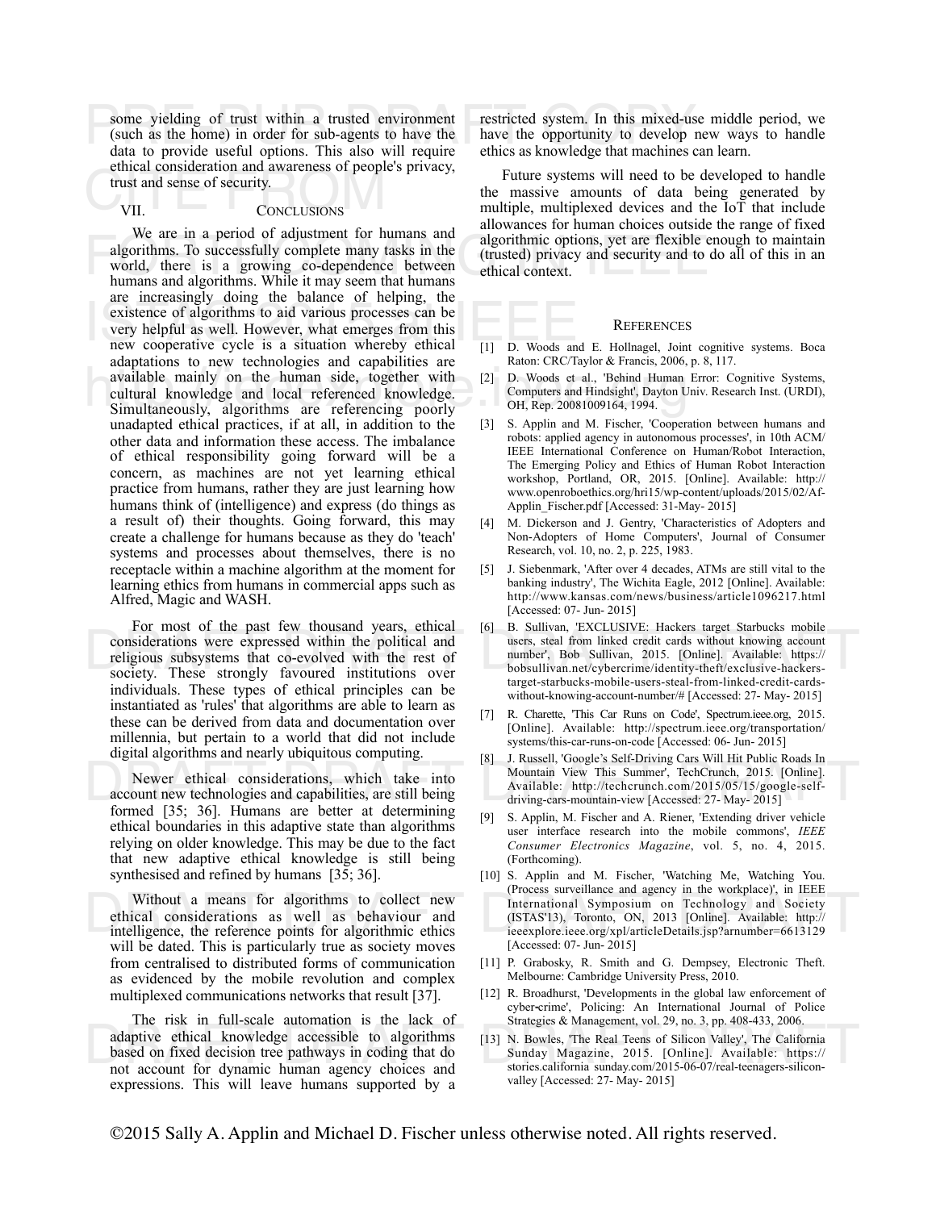some yielding of trust within a trusted environment (such as the home) in order for sub-agents to have the data to provide useful options. This also will require ethical consideration and awareness of people's privacy, trust and sense of security.

## VII. Conclusions

We are in a period of adjustment for humans and algorithms. To successfully complete many tasks in the world, there is a growing co-dependence between humans and algorithms. While it may seem that humans are increasingly doing the balance of helping, the existence of algorithms to aid various processes can be very helpful as well. However, what emerges from this new cooperative cycle is a situation whereby ethical adaptations to new technologies and capabilities are available mainly on the human side, together with cultural knowledge and local referenced knowledge. Simultaneously, algorithms are referencing poorly unadapted ethical practices, if at all, in addition to the other data and information these access. The imbalance of ethical responsibility going forward will be a concern, as machines are not yet learning ethical practice from humans, rather they are just learning how humans think of (intelligence) and express (do things as a result of) their thoughts. Going forward, this may create a challenge for humans because as they do 'teach' systems and processes about themselves, there is no receptacle within a machine algorithm at the moment for learning ethics from humans in commercial apps such as Alfred, Magic and WASH.

For most of the past few thousand years, ethical considerations were expressed within the political and religious subsystems that co-evolved with the rest of society. These strongly favoured institutions over individuals. These types of ethical principles can be instantiated as 'rules' that algorithms are able to learn as these can be derived from data and documentation over millennia, but pertain to a world that did not include digital algorithms and nearly ubiquitous computing.

Newer ethical considerations, which take into account new technologies and capabilities, are still being formed [35; 36]. Humans are better at determining ethical boundaries in this adaptive state than algorithms relying on older knowledge. This may be due to the fact that new adaptive ethical knowledge is still being synthesised and refined by humans [35; 36].

Without a means for algorithms to collect new ethical considerations as well as behaviour and intelligence, the reference points for algorithmic ethics will be dated. This is particularly true as society moves from centralised to distributed forms of communication as evidenced by the mobile revolution and complex multiplexed communications networks that result [37].

The risk in full-scale automation is the lack of adaptive ethical knowledge accessible to algorithms based on fixed decision tree pathways in coding that do not account for dynamic human agency choices and expressions. This will leave humans supported by a restricted system. In this mixed-use middle period, we have the opportunity to develop new ways to handle ethics as knowledge that machines can learn.

Future systems will need to be developed to handle the massive amounts of data being generated by multiple, multiplexed devices and the IoT that include allowances for human choices outside the range of fixed algorithmic options, yet are flexible enough to maintain (trusted) privacy and security and to do all of this in an ethical context.

## References

[1] D. Woods and E. Hollnagel, Joint cognitive systems. Boca Raton: CRC/Taylor & Francis, 2006, p. 8, 117.

[2] D. Woods et al., 'Behind Human Error: Cognitive Systems, Computers and Hindsight', Dayton Univ. Research Inst. (URDI), OH, Rep. 20081009164, 1994.

[3] S. Applin and M. Fischer, 'Cooperation between humans and robots: applied agency in autonomous processes', in 10th ACM/ IEEE International Conference on Human/Robot Interaction, The Emerging Policy and Ethics of Human Robot Interaction workshop, Portland, OR, 2015. [Online]. Available: http://www.openroboethics.org/hri15/wp-content/uploads/2015/02/Af-Applin_Fischer.pdf [Accessed: 31-May- 2015]

[4] M. Dickerson and J. Gentry, 'Characteristics of Adopters and Non-Adopters of Home Computers', Journal of Consumer Research, vol. 10, no. 2, p. 225, 1983.

[5] J. Siebenmark, 'After over 4 decades, ATMs are still vital to the banking industry', The Wichita Eagle, 2012 [Online]. Available: http://www.kansas.com/news/business/article1096217.html [Accessed: 07- Jun- 2015]

[6] B. Sullivan, 'EXCLUSIVE: Hackers target Starbucks mobile users, steal from linked credit cards without knowing account number', Bob Sullivan, 2015. [Online]. Available: https://bobsullivan.net/cybercrime/identity-theft/exclusive-hackers-target-starbucks-mobile-users-steal-from-linked-credit-cards-without-knowing-account-number/# [Accessed: 27- May- 2015]

[7] R. Charette, 'This Car Runs on Code', Spectrum.ieee.org, 2015. [Online]. Available: http://spectrum.ieee.org/transportation/systems/this-car-runs-on-code [Accessed: 06- Jun- 2015]

[8] J. Russell, 'Google's Self-Driving Cars Will Hit Public Roads In Mountain View This Summer', TechCrunch, 2015. [Online]. Available: http://techcrunch.com/2015/05/15/google-self-driving-cars-mountain-view [Accessed: 27- May- 2015]

[9] S. Applin, M. Fischer and A. Riener, 'Extending driver vehicle user interface research into the mobile commons', *IEEE Consumer Electronics Magazine*, vol. 5, no. 4, 2015. (Forthcoming).

[10] S. Applin and M. Fischer, 'Watching Me, Watching You. (Process surveillance and agency in the workplace)', in IEEE International Symposium on Technology and Society (ISTAS'13), Toronto, ON, 2013 [Online]. Available: http://ieeexplore.ieee.org/xpl/articleDetails.jsp?arnumber=6613129 [Accessed: 07- Jun- 2015]

[11] P. Grabosky, R. Smith and G. Dempsey, Electronic Theft. Melbourne: Cambridge University Press, 2010.

[12] R. Broadhurst, 'Developments in the global law enforcement of cyber-crime', Policing: An International Journal of Police Strategies & Management, vol. 29, no. 3, pp. 408-433, 2006.

[13] N. Bowles, 'The Real Teens of Silicon Valley', The California Sunday Magazine, 2015. [Online]. Available: https://stories.california sunday.com/2015-06-07/real-teenagers-silicon-valley [Accessed: 27- May- 2015]

©2015 Sally A. Applin and Michael D. Fischer unless otherwise noted. All rights reserved.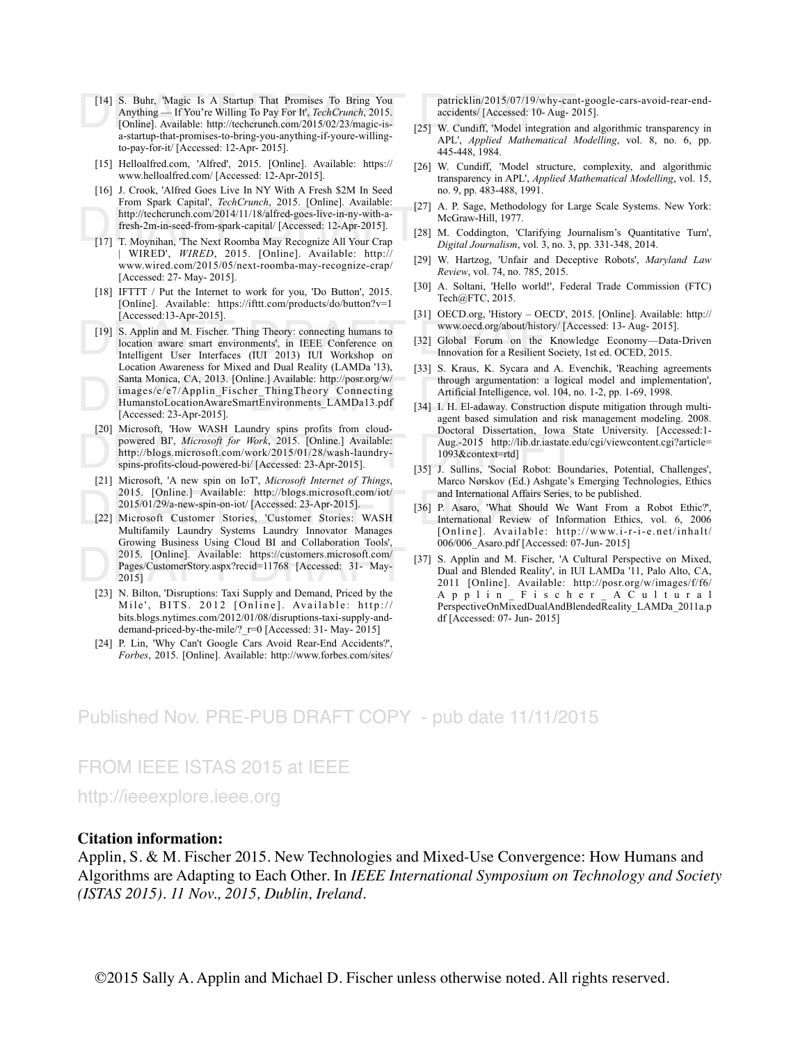[14] S. Buhr, 'Magic Is A Startup That Promises To Bring You Anything — If You're Willing To Pay For It', *TechCrunch*, 2015. [Online]. Available: http://techcrunch.com/2015/02/23/magic-is-a-startup-that-promises-to-bring-you-anything-if-youre-willing-to-pay-for-it/ [Accessed: 12-Apr- 2015].

[15] Helloalfred.com, 'Alfred', 2015. [Online]. Available: https://www.helloalfred.com/ [Accessed: 12-Apr-2015].

[16] J. Crook, 'Alfred Goes Live In NY With A Fresh $2M In Seed From Spark Capital', *TechCrunch*, 2015. [Online]. Available: http://techcrunch.com/2014/11/18/alfred-goes-live-in-ny-with-a-fresh-2m-in-seed-from-spark-capital/ [Accessed: 12-Apr-2015].

[17] T. Moynihan, 'The Next Roomba May Recognize All Your Crap | WIRED', *WIRED*, 2015. [Online]. Available: http://www.wired.com/2015/05/next-roomba-may-recognize-crap/ [Accessed: 27- May- 2015].

[18] IFTTT / Put the Internet to work for you, 'Do Button', 2015. [Online]. Available: https://ifttt.com/products/do/button?v=1 [Accessed:13-Apr-2015].

[19] S. Applin and M. Fischer. 'Thing Theory: connecting humans to location aware smart environments', in IEEE Conference on Intelligent User Interfaces (IUI 2013) IUI Workshop on Location Awareness for Mixed and Dual Reality (LAMDa '13), Santa Monica, CA, 2013. [Online.] Available: http://posr.org/w/images/e/e7/Applin_Fischer_ThingTheory Connecting HumanstoLocationAwareSmartEnvironments_LAMDa13.pdf [Accessed: 23-Apr-2015].

[20] Microsoft, 'How WASH Laundry spins profits from cloud-powered BI', *Microsoft for Work*, 2015. [Online.] Available: http://blogs.microsoft.com/work/2015/01/28/wash-laundry-spins-profits-cloud-powered-bi/ [Accessed: 23-Apr-2015].

[21] Microsoft, 'A new spin on IoT', *Microsoft Internet of Things*, 2015. [Online.] Available: http://blogs.microsoft.com/iot/2015/01/29/a-new-spin-on-iot/ [Accessed: 23-Apr-2015].

[22] Microsoft Customer Stories, 'Customer Stories: WASH Multifamily Laundry Systems Laundry Innovator Manages Growing Business Using Cloud BI and Collaboration Tools', 2015. [Online]. Available: https://customers.microsoft.com/Pages/CustomerStory.aspx?recid=11768 [Accessed: 31- May-2015]

[23] N. Bilton, 'Disruptions: Taxi Supply and Demand, Priced by the Mile', BITS. 2012 [Online]. Available: http://bits.blogs.nytimes.com/2012/01/08/disruptions-taxi-supply-and-demand-priced-by-the-mile/?_r=0 [Accessed: 31- May- 2015]

[24] P. Lin, 'Why Can't Google Cars Avoid Rear-End Accidents?', *Forbes*, 2015. [Online]. Available: http://www.forbes.com/sites/patricklin/2015/07/19/why-cant-google-cars-avoid-rear-end-accidents/ [Accessed: 10- Aug- 2015].

[25] W. Cundiff, 'Model integration and algorithmic transparency in APL', *Applied Mathematical Modelling*, vol. 8, no. 6, pp. 445-448, 1984.

[26] W. Cundiff, 'Model structure, complexity, and algorithmic transparency in APL', *Applied Mathematical Modelling*, vol. 15, no. 9, pp. 483-488, 1991.

[27] A. P. Sage, Methodology for Large Scale Systems. New York: McGraw-Hill, 1977.

[28] M. Coddington, 'Clarifying Journalism's Quantitative Turn', *Digital Journalism*, vol. 3, no. 3, pp. 331-348, 2014.

[29] W. Hartzog, 'Unfair and Deceptive Robots', *Maryland Law Review*, vol. 74, no. 785, 2015.

[30] A. Soltani, 'Hello world!', Federal Trade Commission (FTC) Tech@FTC, 2015.

[31] OECD.org, 'History – OECD', 2015. [Online]. Available: http://www.oecd.org/about/history/ [Accessed: 13- Aug- 2015].

[32] Global Forum on the Knowledge Economy—Data-Driven Innovation for a Resilient Society, 1st ed. OCED, 2015.

[33] S. Kraus, K. Sycara and A. Evenchik, 'Reaching agreements through argumentation: a logical model and implementation', Artificial Intelligence, vol. 104, no. 1-2, pp. 1-69, 1998.

[34] I. H. El-adaway. Construction dispute mitigation through multi-agent based simulation and risk management modeling. 2008. Doctoral Dissertation, Iowa State University. [Accessed:1-Aug.-2015 http://lib.dr.iastate.edu/cgi/viewcontent.cgi?article=1093&context=rtd]

[35] J. Sullins, 'Social Robot: Boundaries, Potential, Challenges', Marco Nørskov (Ed.) Ashgate's Emerging Technologies, Ethics and International Affairs Series, to be published.

[36] P. Asaro, 'What Should We Want From a Robot Ethic?', International Review of Information Ethics, vol. 6, 2006 [Online]. Available: http://www.i-r-i-e.net/inhalt/006/006_Asaro.pdf [Accessed: 07-Jun- 2015]

[37] S. Applin and M. Fischer, 'A Cultural Perspective on Mixed, Dual and Blended Reality', in IUI LAMDa '11, Palo Alto, CA, 2011 [Online]. Available: http://posr.org/w/images/f/f6/Applin_Fischer_ACulturalPerspectiveOnMixedDualAndBlendedReality_LAMDa_2011a.pdf [Accessed: 07- Jun- 2015]

Published Nov. PRE-PUB DRAFT COPY - pub date 11/11/2015

FROM IEEE ISTAS 2015 at IEEE

http://ieeexplore.ieee.org

**Citation information:**

Applin, S. & M. Fischer 2015. New Technologies and Mixed-Use Convergence: How Humans and Algorithms are Adapting to Each Other. In *IEEE International Symposium on Technology and Society (ISTAS 2015). 11 Nov., 2015, Dublin, Ireland.*

©2015 Sally A. Applin and Michael D. Fischer unless otherwise noted. All rights reserved.